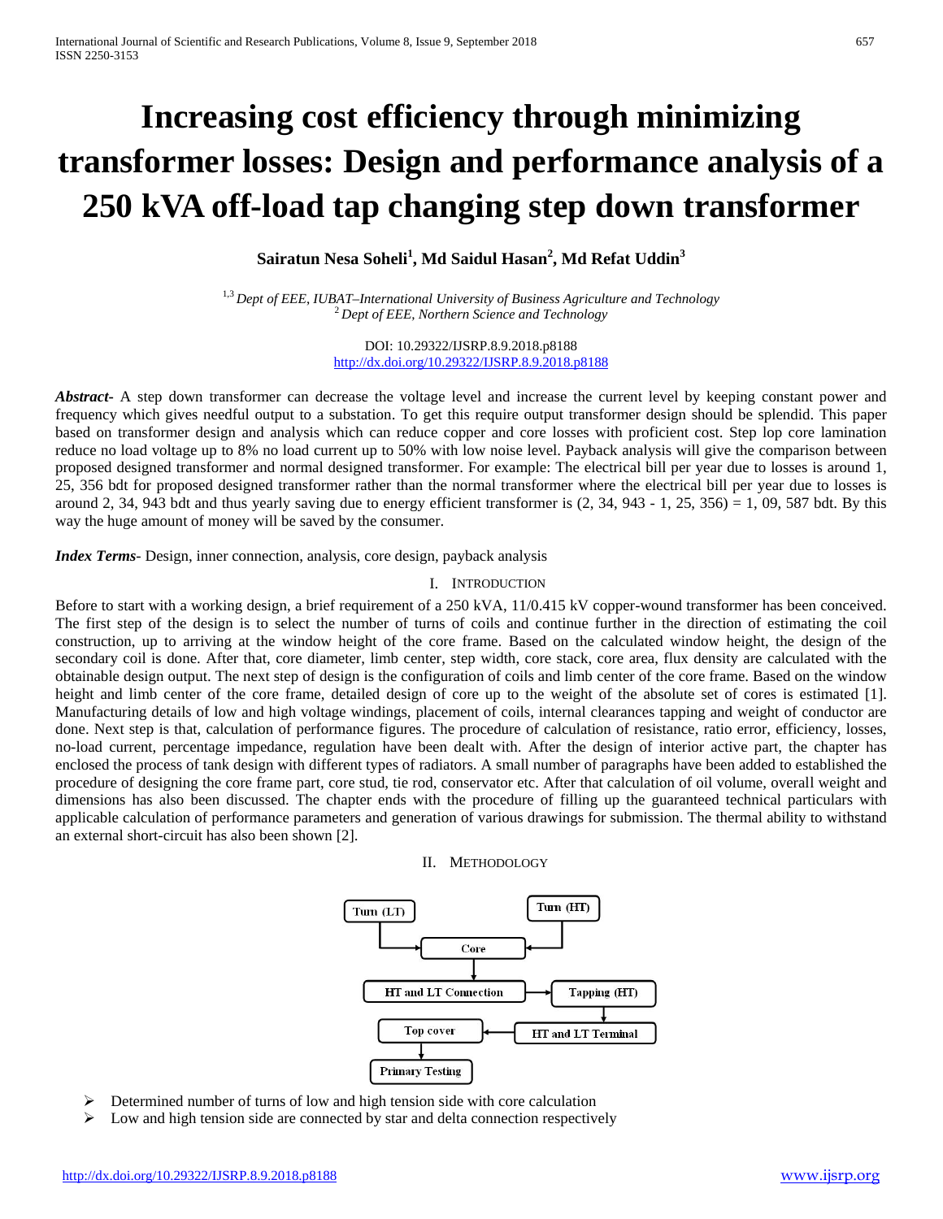# Increasing cost efficiency through minimizing transformer losses: Design and performance analysis of a 250 kVA off-load tap changing step down transformer

**Sairatun Nesa Soheli[1], Md Saidul Hasan[2], Md Refat Uddin[3]**

[1,3] *Dept of EEE, IUBAT–International University of Business Agriculture and Technology*
[2] *Dept of EEE, Northern Science and Technology*

DOI: 10.29322/IJSRP.8.9.2018.p8188
http://dx.doi.org/10.29322/IJSRP.8.9.2018.p8188

***Abstract*-** A step down transformer can decrease the voltage level and increase the current level by keeping constant power and frequency which gives needful output to a substation. To get this require output transformer design should be splendid. This paper based on transformer design and analysis which can reduce copper and core losses with proficient cost. Step lop core lamination reduce no load voltage up to 8% no load current up to 50% with low noise level. Payback analysis will give the comparison between proposed designed transformer and normal designed transformer. For example: The electrical bill per year due to losses is around 1, 25, 356 bdt for proposed designed transformer rather than the normal transformer where the electrical bill per year due to losses is around 2, 34, 943 bdt and thus yearly saving due to energy efficient transformer is (2, 34, 943 - 1, 25, 356) = 1, 09, 587 bdt. By this way the huge amount of money will be saved by the consumer.

***Index Terms*-** Design, inner connection, analysis, core design, payback analysis

## I. Introduction

Before to start with a working design, a brief requirement of a 250 kVA, 11/0.415 kV copper-wound transformer has been conceived. The first step of the design is to select the number of turns of coils and continue further in the direction of estimating the coil construction, up to arriving at the window height of the core frame. Based on the calculated window height, the design of the secondary coil is done. After that, core diameter, limb center, step width, core stack, core area, flux density are calculated with the obtainable design output. The next step of design is the configuration of coils and limb center of the core frame. Based on the window height and limb center of the core frame, detailed design of core up to the weight of the absolute set of cores is estimated [1]. Manufacturing details of low and high voltage windings, placement of coils, internal clearances tapping and weight of conductor are done. Next step is that, calculation of performance figures. The procedure of calculation of resistance, ratio error, efficiency, losses, no-load current, percentage impedance, regulation have been dealt with. After the design of interior active part, the chapter has enclosed the process of tank design with different types of radiators. A small number of paragraphs have been added to established the procedure of designing the core frame part, core stud, tie rod, conservator etc. After that calculation of oil volume, overall weight and dimensions has also been discussed. The chapter ends with the procedure of filling up the guaranteed technical particulars with applicable calculation of performance parameters and generation of various drawings for submission. The thermal ability to withstand an external short-circuit has also been shown [2].

## II. Methodology

Turn (LT) → Core ← Turn (HT)
Core → HT and LT Connection → Tapping (HT) → HT and LT Terminal → Top cover → Primary Testing

- Determined number of turns of low and high tension side with core calculation
- Low and high tension side are connected by star and delta connection respectively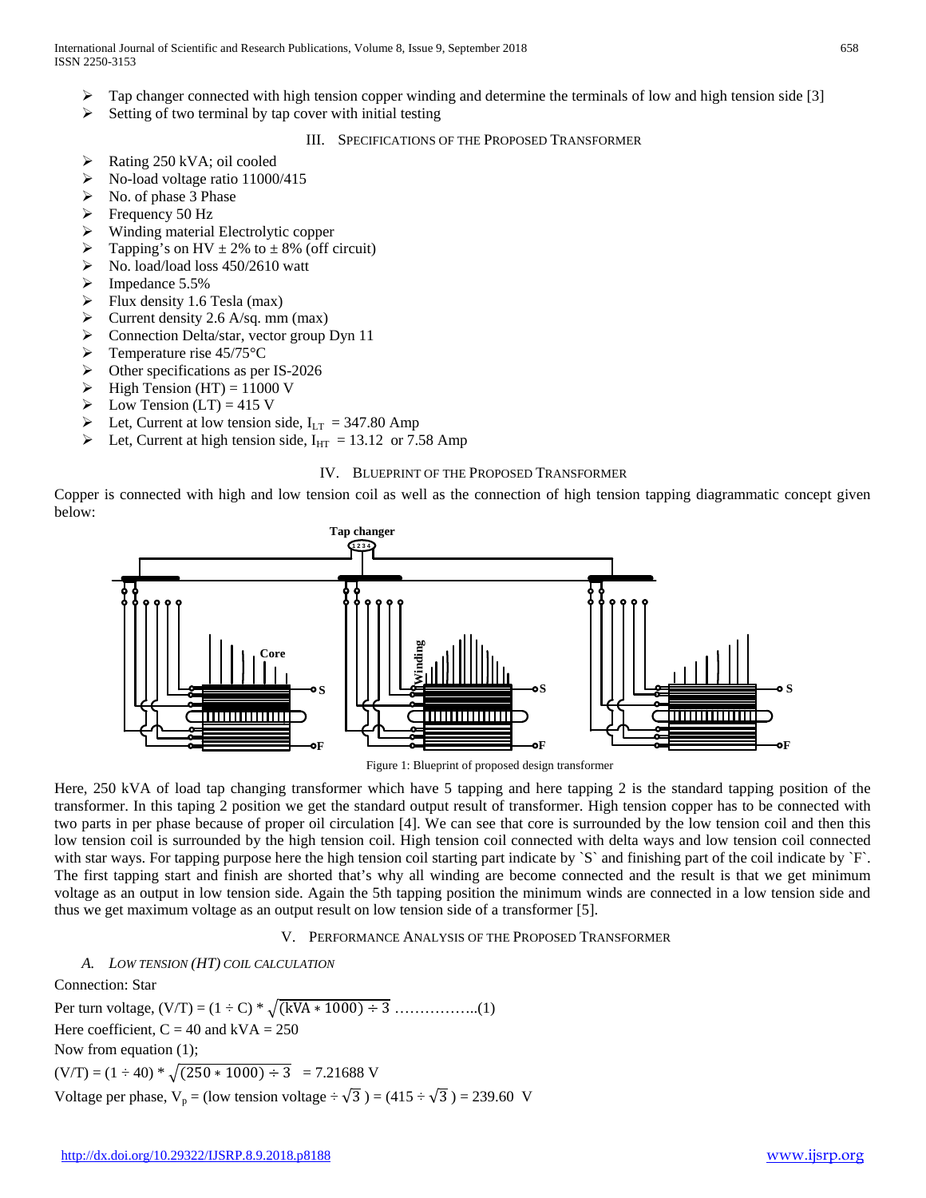- Tap changer connected with high tension copper winding and determine the terminals of low and high tension side [3]
- Setting of two terminal by tap cover with initial testing

## III. Specifications of the Proposed Transformer

- Rating 250 kVA; oil cooled
- No-load voltage ratio 11000/415
- No. of phase 3 Phase
- Frequency 50 Hz
- Winding material Electrolytic copper
- Tapping's on HV ± 2% to ± 8% (off circuit)
- No. load/load loss 450/2610 watt
- Impedance 5.5%
- Flux density 1.6 Tesla (max)
- Current density 2.6 A/sq. mm (max)
- Connection Delta/star, vector group Dyn 11
- Temperature rise 45/75°C
- Other specifications as per IS-2026
- High Tension (HT) = 11000 V
- Low Tension (LT) = 415 V
- Let, Current at low tension side, $I_{LT}$ = 347.80 Amp
- Let, Current at high tension side, $I_{HT}$ = 13.12 or 7.58 Amp

## IV. Blueprint of the Proposed Transformer

Copper is connected with high and low tension coil as well as the connection of high tension tapping diagrammatic concept given below:

Figure 1: Blueprint of proposed design transformer

Here, 250 kVA of load tap changing transformer which have 5 tapping and here tapping 2 is the standard tapping position of the transformer. In this taping 2 position we get the standard output result of transformer. High tension copper has to be connected with two parts in per phase because of proper oil circulation [4]. We can see that core is surrounded by the low tension coil and then this low tension coil is surrounded by the high tension coil. High tension coil connected with delta ways and low tension coil connected with star ways. For tapping purpose here the high tension coil starting part indicate by `S` and finishing part of the coil indicate by `F`. The first tapping start and finish are shorted that's why all winding are become connected and the result is that we get minimum voltage as an output in low tension side. Again the 5th tapping position the minimum winds are connected in a low tension side and thus we get maximum voltage as an output result on low tension side of a transformer [5].

## V. Performance Analysis of the Proposed Transformer

### A. Low Tension (HT) Coil Calculation

Connection: Star

Per turn voltage, $(V/T) = (1 \div C) * \sqrt{(\text{kVA} * 1000) \div 3}$ ……………..(1)

Here coefficient, C = 40 and kVA = 250

Now from equation (1);

$(V/T) = (1 \div 40) * \sqrt{(250 * 1000) \div 3}$ = 7.21688 V

Voltage per phase, $V_p$ = (low tension voltage $\div \sqrt{3}$ ) = (415 $\div \sqrt{3}$ ) = 239.60 V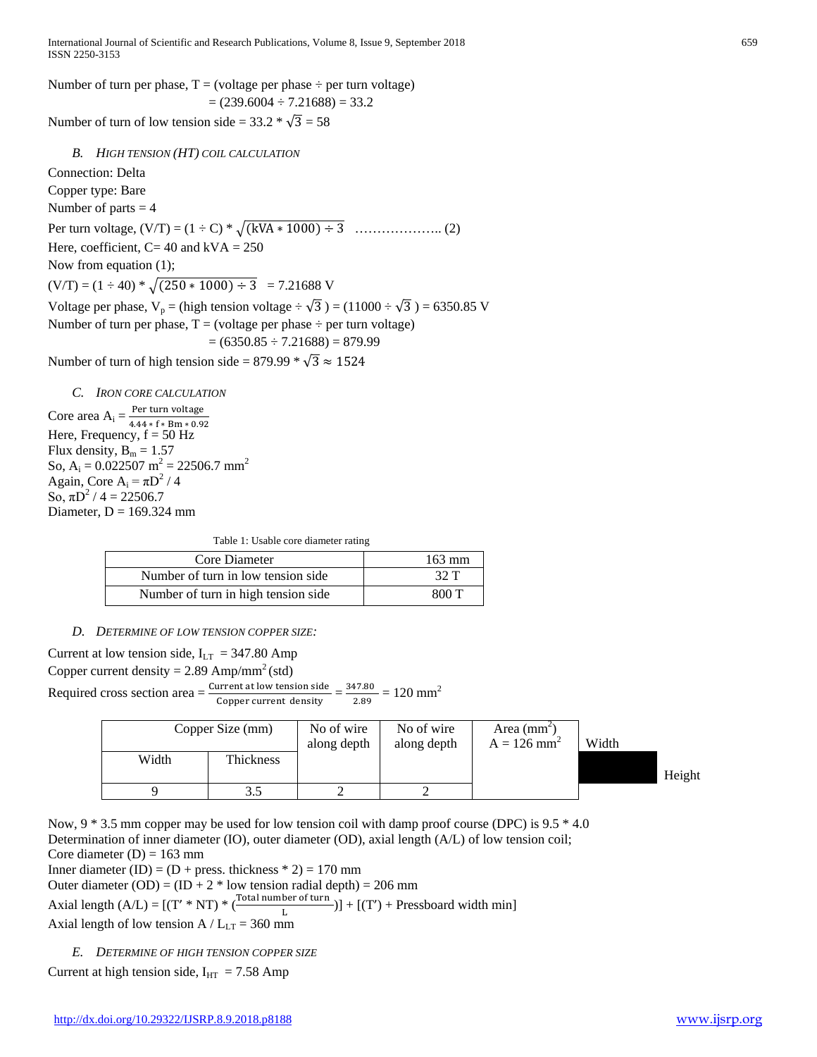Number of turn per phase, T = (voltage per phase ÷ per turn voltage)

= (239.6004 ÷ 7.21688) = 33.2

Number of turn of low tension side = 33.2 * $\sqrt{3}$ = 58

### B. *HIGH TENSION (HT) COIL CALCULATION*

Connection: Delta

Copper type: Bare

Number of parts = 4

Per turn voltage, (V/T) = (1 ÷ C) * $\sqrt{(\text{kVA} * 1000) \div 3}$ ……………….. (2)

Here, coefficient, C= 40 and kVA = 250

Now from equation (1);

(V/T) = (1 ÷ 40) * $\sqrt{(250 * 1000) \div 3}$ = 7.21688 V

Voltage per phase, $V_p$ = (high tension voltage ÷ $\sqrt{3}$ ) = (11000 ÷ $\sqrt{3}$ ) = 6350.85 V

Number of turn per phase, T = (voltage per phase ÷ per turn voltage)

= (6350.85 ÷ 7.21688) = 879.99

Number of turn of high tension side = 879.99 * $\sqrt{3} \approx 1524$

### C. *IRON CORE CALCULATION*

Core area $A_i = \frac{\text{Per turn voltage}}{4.44 * f * Bm * 0.92}$

Here, Frequency, f = 50 Hz

Flux density, $B_m$ = 1.57

So, $A_i$ = 0.022507 $m^2$ = 22506.7 $mm^2$

Again, Core $A_i = \pi D^2 / 4$

So, $\pi D^2 / 4$ = 22506.7

Diameter, D = 169.324 mm

Table 1: Usable core diameter rating

| Core Diameter | 163 mm |
|---|---|
| Number of turn in low tension side | 32 T |
| Number of turn in high tension side | 800 T |

### D. *DETERMINE OF LOW TENSION COPPER SIZE:*

Current at low tension side, $I_{LT}$ = 347.80 Amp

Copper current density = 2.89 Amp/$mm^2$ (std)

Required cross section area = $\frac{\text{Current at low tension side}}{\text{Copper current density}} = \frac{347.80}{2.89}$ = 120 $mm^2$

| Copper Size (mm) | | No of wire along depth | No of wire along depth | Area ($mm^2$) A = 126 $mm^2$ |
|---|---|---|---|---|
| Width | Thickness | | | |
| 9 | 3.5 | 2 | 2 | |

Width

Height

Now, 9 * 3.5 mm copper may be used for low tension coil with damp proof course (DPC) is 9.5 * 4.0

Determination of inner diameter (IO), outer diameter (OD), axial length (A/L) of low tension coil;

Core diameter (D) = 163 mm

Inner diameter (ID) = (D + press. thickness * 2) = 170 mm

Outer diameter (OD) = (ID + 2 * low tension radial depth) = 206 mm

Axial length (A/L) = [(T′ * NT) * ($\frac{\text{Total number of turn}}{L}$)] + [(T′) + Pressboard width min]

Axial length of low tension A / $L_{LT}$ = 360 mm

### E. *DETERMINE OF HIGH TENSION COPPER SIZE*

Current at high tension side, $I_{HT}$ = 7.58 Amp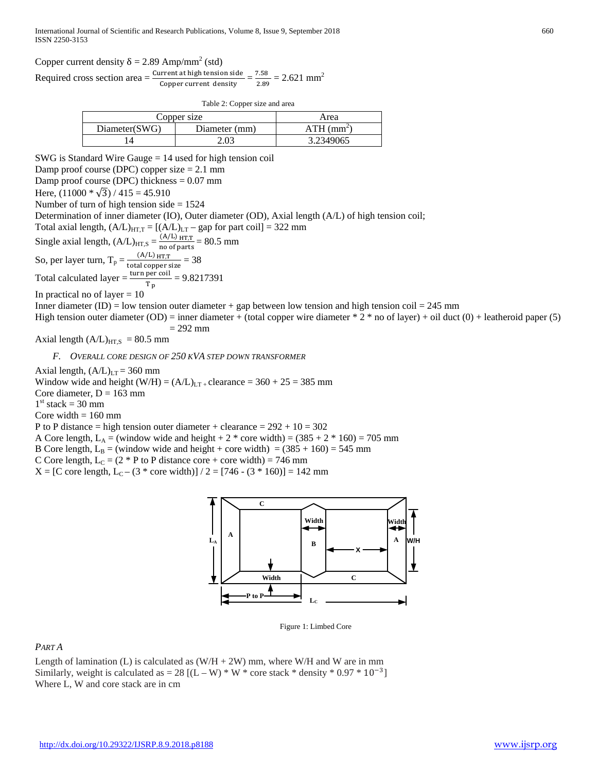Copper current density $\delta = 2.89$ Amp/mm$^2$ (std)

Required cross section area = $\frac{\text{Current at high tension side}}{\text{Copper current density}} = \frac{7.58}{2.89} = 2.621$ mm$^2$

Table 2: Copper size and area

| Copper size | | Area |
|---|---|---|
| Diameter(SWG) | Diameter (mm) | ATH (mm$^2$) |
| 14 | 2.03 | 3.2349065 |

SWG is Standard Wire Gauge = 14 used for high tension coil

Damp proof course (DPC) copper size = 2.1 mm

Damp proof course (DPC) thickness = 0.07 mm

Here, $(11000 * \sqrt{3}) / 415 = 45.910$

Number of turn of high tension side = 1524

Determination of inner diameter (IO), Outer diameter (OD), Axial length (A/L) of high tension coil;

Total axial length, $(A/L)_{HT,T} = [(A/L)_{LT} - \text{gap for part coil}] = 322$ mm

Single axial length, $(A/L)_{HT,S} = \frac{(A/L)_{HT,T}}{\text{no of parts}} = 80.5$ mm

So, per layer turn, $T_p = \frac{(A/L)_{HT,T}}{\text{total copper size}} = 38$

Total calculated layer = $\frac{\text{turn per coil}}{T_p} = 9.8217391$

In practical no of layer = 10

Inner diameter (ID) = low tension outer diameter + gap between low tension and high tension coil = 245 mm

High tension outer diameter (OD) = inner diameter + (total copper wire diameter * 2 * no of layer) + oil duct (0) + leatheroid paper (5) = 292 mm

Axial length $(A/L)_{HT,S} = 80.5$ mm

### F. *OVERALL CORE DESIGN OF 250 KVA STEP DOWN TRANSFORMER*

Axial length, $(A/L)_{LT} = 360$ mm

Window wide and height (W/H) = $(A/L)_{LT}$ + clearance = 360 + 25 = 385 mm

Core diameter, D = 163 mm

1st stack = 30 mm

Core width = 160 mm

P to P distance = high tension outer diameter + clearance = 292 + 10 = 302

A Core length, $L_A$ = (window wide and height + 2 * core width) = (385 + 2 * 160) = 705 mm

B Core length, $L_B$ = (window wide and height + core width) = (385 + 160) = 545 mm

C Core length, $L_C$ = (2 * P to P distance core + core width) = 746 mm

X = [C core length, $L_C$ – (3 * core width)] / 2 = [746 - (3 * 160)] = 142 mm

Figure 1: Limbed Core

*PART A*

Length of lamination (L) is calculated as (W/H + 2W) mm, where W/H and W are in mm

Similarly, weight is calculated as = $28\,[(L - W) * W * \text{core stack} * \text{density} * 0.97 * 10^{-3}]$

Where L, W and core stack are in cm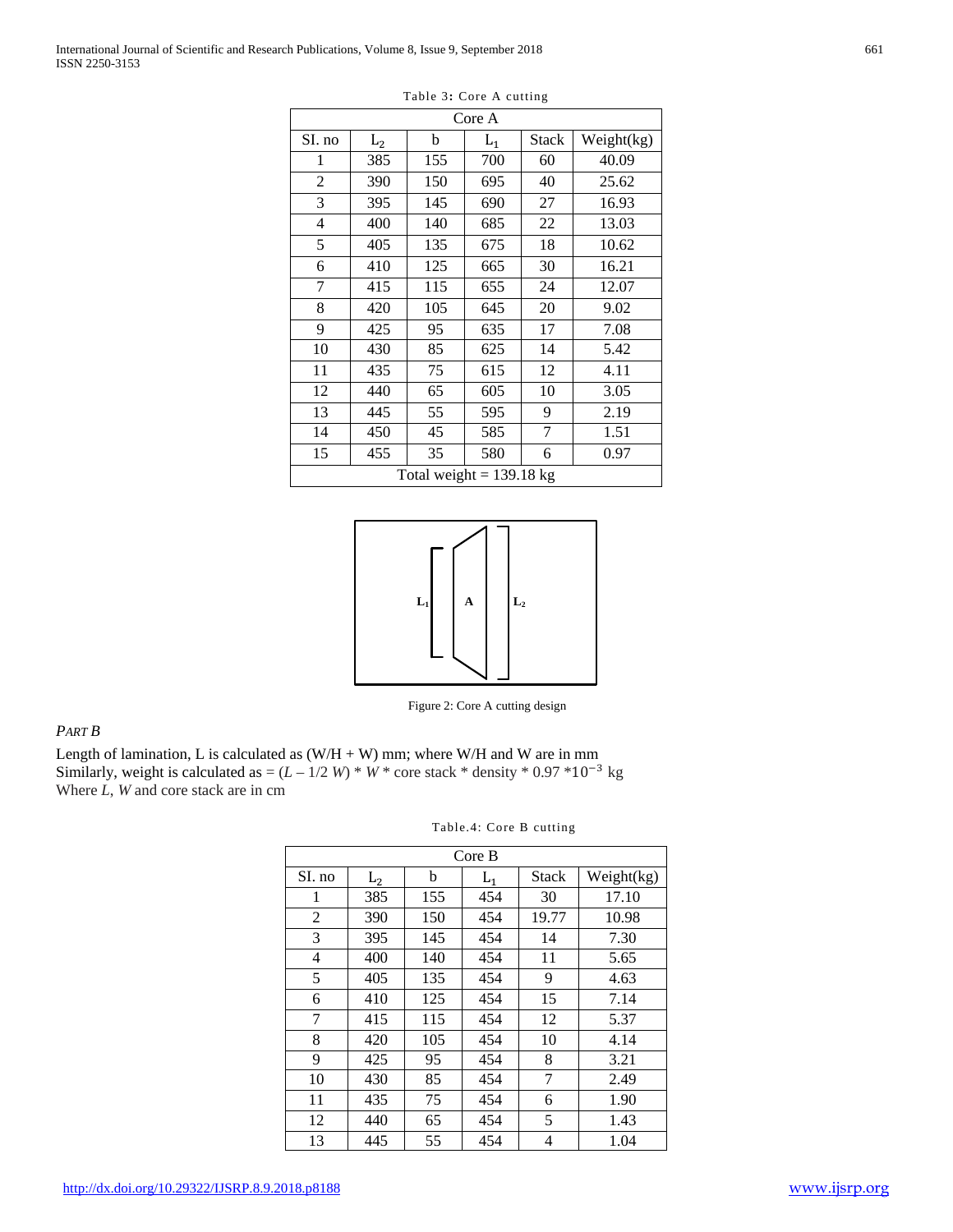Table 3: Core A cutting

| Core A | | | | | |
|---|---|---|---|---|---|
| SI. no | $L_2$ | b | $L_1$ | Stack | Weight(kg) |
| 1 | 385 | 155 | 700 | 60 | 40.09 |
| 2 | 390 | 150 | 695 | 40 | 25.62 |
| 3 | 395 | 145 | 690 | 27 | 16.93 |
| 4 | 400 | 140 | 685 | 22 | 13.03 |
| 5 | 405 | 135 | 675 | 18 | 10.62 |
| 6 | 410 | 125 | 665 | 30 | 16.21 |
| 7 | 415 | 115 | 655 | 24 | 12.07 |
| 8 | 420 | 105 | 645 | 20 | 9.02 |
| 9 | 425 | 95 | 635 | 17 | 7.08 |
| 10 | 430 | 85 | 625 | 14 | 5.42 |
| 11 | 435 | 75 | 615 | 12 | 4.11 |
| 12 | 440 | 65 | 605 | 10 | 3.05 |
| 13 | 445 | 55 | 595 | 9 | 2.19 |
| 14 | 450 | 45 | 585 | 7 | 1.51 |
| 15 | 455 | 35 | 580 | 6 | 0.97 |
| Total weight = 139.18 kg | | | | | |

Figure 2: Core A cutting design

*PART B*

Length of lamination, L is calculated as (W/H + W) mm; where W/H and W are in mm
Similarly, weight is calculated as = $(L - 1/2\ W) * W *$ core stack * density * 0.97 *$10^{-3}$ kg
Where $L$, $W$ and core stack are in cm

Table.4: Core B cutting

| Core B | | | | | |
|---|---|---|---|---|---|
| SI. no | $L_2$ | b | $L_1$ | Stack | Weight(kg) |
| 1 | 385 | 155 | 454 | 30 | 17.10 |
| 2 | 390 | 150 | 454 | 19.77 | 10.98 |
| 3 | 395 | 145 | 454 | 14 | 7.30 |
| 4 | 400 | 140 | 454 | 11 | 5.65 |
| 5 | 405 | 135 | 454 | 9 | 4.63 |
| 6 | 410 | 125 | 454 | 15 | 7.14 |
| 7 | 415 | 115 | 454 | 12 | 5.37 |
| 8 | 420 | 105 | 454 | 10 | 4.14 |
| 9 | 425 | 95 | 454 | 8 | 3.21 |
| 10 | 430 | 85 | 454 | 7 | 2.49 |
| 11 | 435 | 75 | 454 | 6 | 1.90 |
| 12 | 440 | 65 | 454 | 5 | 1.43 |
| 13 | 445 | 55 | 454 | 4 | 1.04 |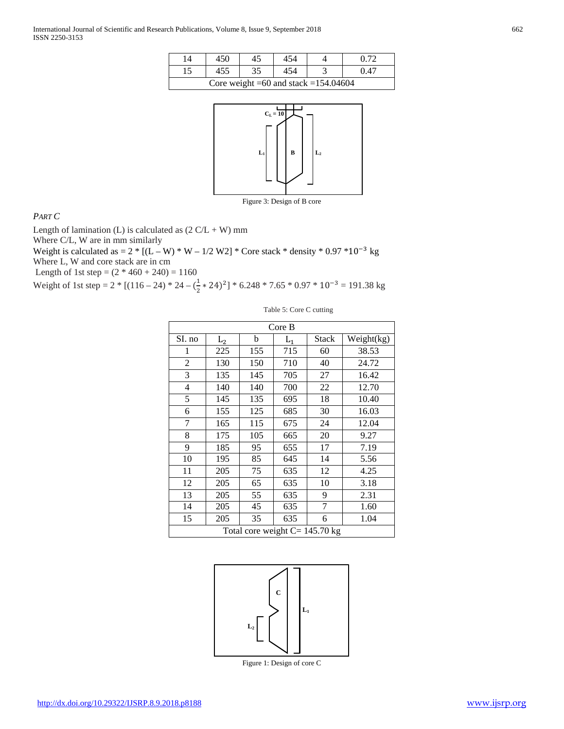| 14 | 450 | 45 | 454 | 4 | 0.72 |
|---|---|---|---|---|---|
| 15 | 455 | 35 | 454 | 3 | 0.47 |
| Core weight =60 and stack =154.04604 | | | | | |

Figure 3: Design of B core

*PART C*

Length of lamination (L) is calculated as (2 C/L + W) mm
Where C/L, W are in mm similarly
Weight is calculated as = 2 * [(L – W) * W – 1/2 W2] * Core stack * density * 0.97 *$10^{-3}$ kg
Where L, W and core stack are in cm
Length of 1st step = (2 * 460 + 240) = 1160
Weight of 1st step = 2 * [(116 – 24) * 24 – $(\frac{1}{2} * 24)^2$] * 6.248 * 7.65 * 0.97 * $10^{-3}$ = 191.38 kg

Table 5: Core C cutting

| Core B | | | | | |
|---|---|---|---|---|---|
| SI. no | $L_2$ | b | $L_1$ | Stack | Weight(kg) |
| 1 | 225 | 155 | 715 | 60 | 38.53 |
| 2 | 130 | 150 | 710 | 40 | 24.72 |
| 3 | 135 | 145 | 705 | 27 | 16.42 |
| 4 | 140 | 140 | 700 | 22 | 12.70 |
| 5 | 145 | 135 | 695 | 18 | 10.40 |
| 6 | 155 | 125 | 685 | 30 | 16.03 |
| 7 | 165 | 115 | 675 | 24 | 12.04 |
| 8 | 175 | 105 | 665 | 20 | 9.27 |
| 9 | 185 | 95 | 655 | 17 | 7.19 |
| 10 | 195 | 85 | 645 | 14 | 5.56 |
| 11 | 205 | 75 | 635 | 12 | 4.25 |
| 12 | 205 | 65 | 635 | 10 | 3.18 |
| 13 | 205 | 55 | 635 | 9 | 2.31 |
| 14 | 205 | 45 | 635 | 7 | 1.60 |
| 15 | 205 | 35 | 635 | 6 | 1.04 |
| Total core weight C= 145.70 kg | | | | | |

Figure 1: Design of core C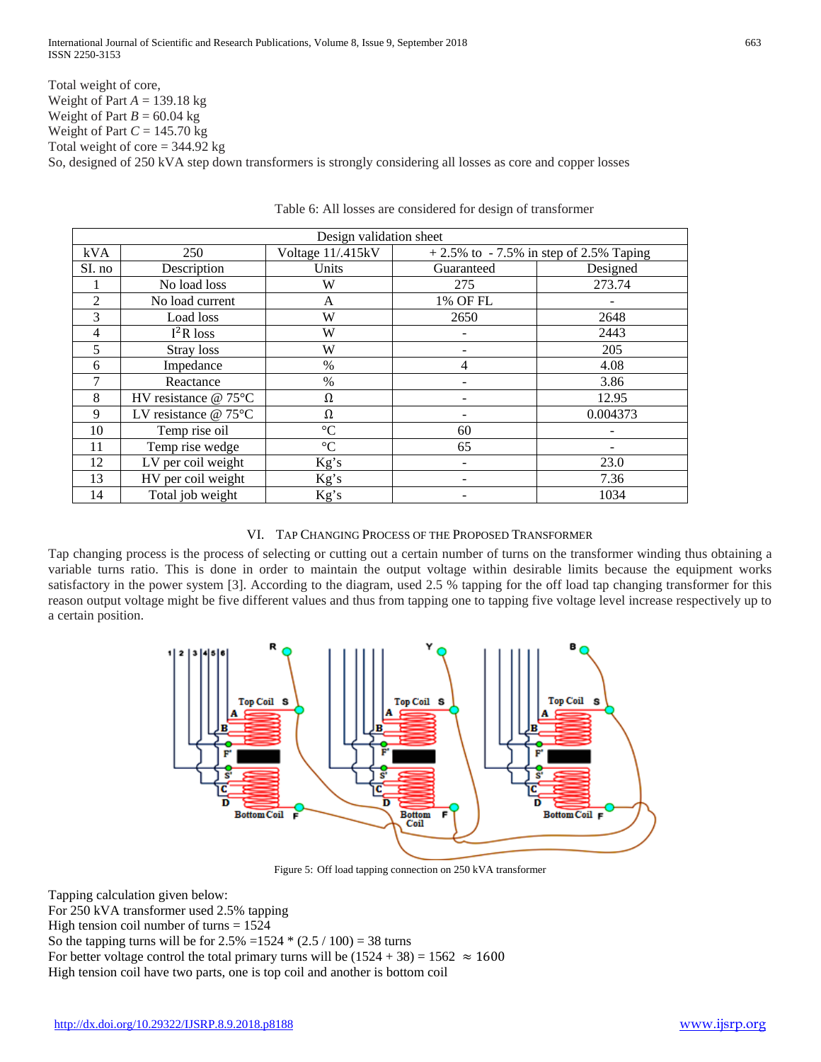Total weight of core,
Weight of Part $A$ = 139.18 kg
Weight of Part $B$ = 60.04 kg
Weight of Part $C$ = 145.70 kg
Total weight of core = 344.92 kg
So, designed of 250 kVA step down transformers is strongly considering all losses as core and copper losses

Table 6: All losses are considered for design of transformer

| Design validation sheet | | | | |
|---|---|---|---|---|
| kVA | 250 | Voltage 11/.415kV | + 2.5% to - 7.5% in step of 2.5% Taping | |
| SI. no | Description | Units | Guaranteed | Designed |
| 1 | No load loss | W | 275 | 273.74 |
| 2 | No load current | A | 1% OF FL | - |
| 3 | Load loss | W | 2650 | 2648 |
| 4 | $I^2R$ loss | W | - | 2443 |
| 5 | Stray loss | W | - | 205 |
| 6 | Impedance | % | 4 | 4.08 |
| 7 | Reactance | % | - | 3.86 |
| 8 | HV resistance @ 75°C | Ω | - | 12.95 |
| 9 | LV resistance @ 75°C | Ω | - | 0.004373 |
| 10 | Temp rise oil | °C | 60 | - |
| 11 | Temp rise wedge | °C | 65 | - |
| 12 | LV per coil weight | Kg's | - | 23.0 |
| 13 | HV per coil weight | Kg's | - | 7.36 |
| 14 | Total job weight | Kg's | - | 1034 |

## VI. Tap Changing Process of the Proposed Transformer

Tap changing process is the process of selecting or cutting out a certain number of turns on the transformer winding thus obtaining a variable turns ratio. This is done in order to maintain the output voltage within desirable limits because the equipment works satisfactory in the power system [3]. According to the diagram, used 2.5 % tapping for the off load tap changing transformer for this reason output voltage might be five different values and thus from tapping one to tapping five voltage level increase respectively up to a certain position.

Figure 5: Off load tapping connection on 250 kVA transformer

Tapping calculation given below:
For 250 kVA transformer used 2.5% tapping
High tension coil number of turns = 1524
So the tapping turns will be for 2.5% =1524 * (2.5 / 100) = 38 turns
For better voltage control the total primary turns will be (1524 + 38) = 1562 $\approx 1600$
High tension coil have two parts, one is top coil and another is bottom coil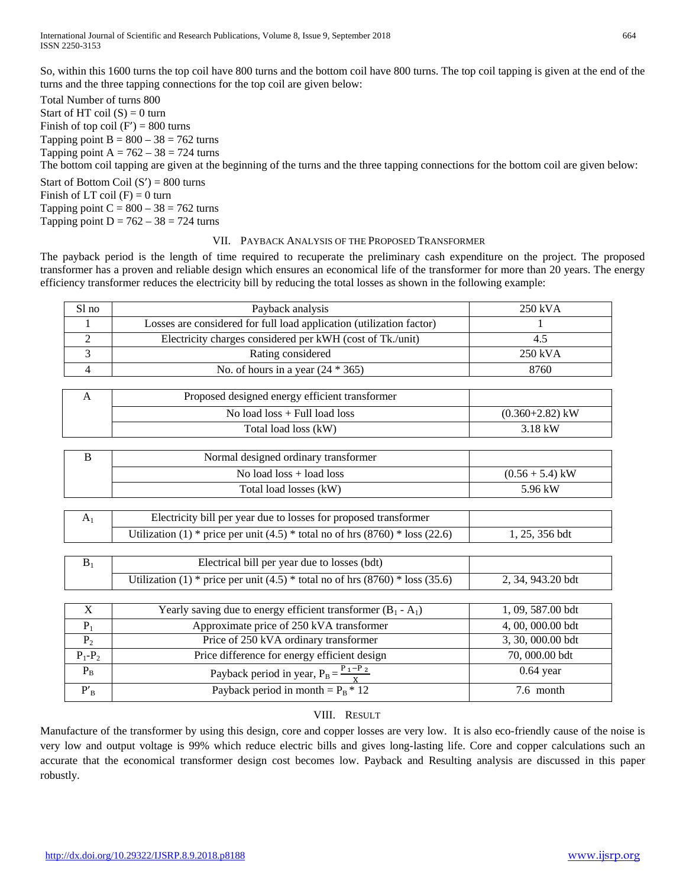So, within this 1600 turns the top coil have 800 turns and the bottom coil have 800 turns. The top coil tapping is given at the end of the turns and the three tapping connections for the top coil are given below:

Total Number of turns 800
Start of HT coil (S) = 0 turn
Finish of top coil (F′) = 800 turns
Tapping point B = 800 – 38 = 762 turns
Tapping point A = 762 – 38 = 724 turns
The bottom coil tapping are given at the beginning of the turns and the three tapping connections for the bottom coil are given below:

Start of Bottom Coil (S′) = 800 turns
Finish of LT coil (F) = 0 turn
Tapping point C = 800 – 38 = 762 turns
Tapping point D = 762 – 38 = 724 turns

## VII. Payback Analysis of the Proposed Transformer

The payback period is the length of time required to recuperate the preliminary cash expenditure on the project. The proposed transformer has a proven and reliable design which ensures an economical life of the transformer for more than 20 years. The energy efficiency transformer reduces the electricity bill by reducing the total losses as shown in the following example:

| Sl no | Payback analysis | 250 kVA |
|---|---|---|
| 1 | Losses are considered for full load application (utilization factor) | 1 |
| 2 | Electricity charges considered per kWH (cost of Tk./unit) | 4.5 |
| 3 | Rating considered | 250 kVA |
| 4 | No. of hours in a year (24 * 365) | 8760 |

| A | Proposed designed energy efficient transformer | |
|---|---|---|
| | No load loss + Full load loss | (0.360+2.82) kW |
| | Total load loss (kW) | 3.18 kW |

| B | Normal designed ordinary transformer | |
|---|---|---|
| | No load loss + load loss | (0.56 + 5.4) kW |
| | Total load losses (kW) | 5.96 kW |

| $A_1$ | Electricity bill per year due to losses for proposed transformer | |
|---|---|---|
| | Utilization (1) * price per unit (4.5) * total no of hrs (8760) * loss (22.6) | 1, 25, 356 bdt |

| $B_1$ | Electrical bill per year due to losses (bdt) | |
|---|---|---|
| | Utilization (1) * price per unit (4.5) * total no of hrs (8760) * loss (35.6) | 2, 34, 943.20 bdt |

| X | Yearly saving due to energy efficient transformer ($B_1$ - $A_1$) | 1, 09, 587.00 bdt |
|---|---|---|
| $P_1$ | Approximate price of 250 kVA transformer | 4, 00, 000.00 bdt |
| $P_2$ | Price of 250 kVA ordinary transformer | 3, 30, 000.00 bdt |
| $P_1$-$P_2$ | Price difference for energy efficient design | 70, 000.00 bdt |
| $P_B$ | Payback period in year, $P_B = \frac{P_1 - P_2}{X}$ | 0.64 year |
| $P'_B$ | Payback period in month = $P_B$ * 12 | 7.6 month |

## VIII. Result

Manufacture of the transformer by using this design, core and copper losses are very low. It is also eco-friendly cause of the noise is very low and output voltage is 99% which reduce electric bills and gives long-lasting life. Core and copper calculations such an accurate that the economical transformer design cost becomes low. Payback and Resulting analysis are discussed in this paper robustly.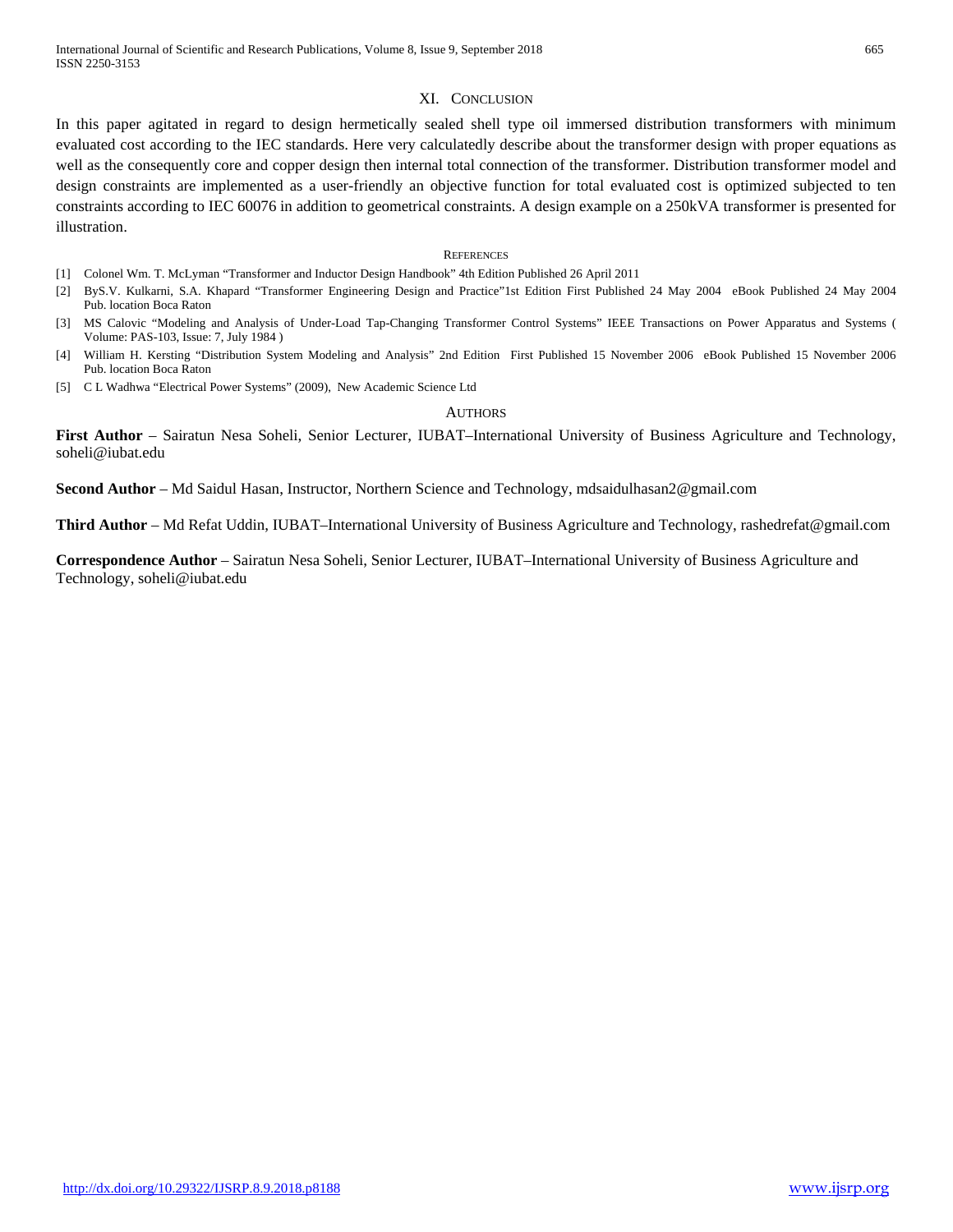## XI. Conclusion

In this paper agitated in regard to design hermetically sealed shell type oil immersed distribution transformers with minimum evaluated cost according to the IEC standards. Here very calculatedly describe about the transformer design with proper equations as well as the consequently core and copper design then internal total connection of the transformer. Distribution transformer model and design constraints are implemented as a user-friendly an objective function for total evaluated cost is optimized subjected to ten constraints according to IEC 60076 in addition to geometrical constraints. A design example on a 250kVA transformer is presented for illustration.

## References

[1] Colonel Wm. T. McLyman "Transformer and Inductor Design Handbook" 4th Edition Published 26 April 2011

[2] ByS.V. Kulkarni, S.A. Khapard "Transformer Engineering Design and Practice"1st Edition First Published 24 May 2004 eBook Published 24 May 2004 Pub. location Boca Raton

[3] MS Calovic "Modeling and Analysis of Under-Load Tap-Changing Transformer Control Systems" IEEE Transactions on Power Apparatus and Systems ( Volume: PAS-103, Issue: 7, July 1984 )

[4] William H. Kersting "Distribution System Modeling and Analysis" 2nd Edition First Published 15 November 2006 eBook Published 15 November 2006 Pub. location Boca Raton

[5] C L Wadhwa "Electrical Power Systems" (2009), New Academic Science Ltd

## Authors

**First Author** – Sairatun Nesa Soheli, Senior Lecturer, IUBAT–International University of Business Agriculture and Technology, soheli@iubat.edu

**Second Author** – Md Saidul Hasan, Instructor, Northern Science and Technology, mdsaidulhasan2@gmail.com

**Third Author** – Md Refat Uddin, IUBAT–International University of Business Agriculture and Technology, rashedrefat@gmail.com

**Correspondence Author** – Sairatun Nesa Soheli, Senior Lecturer, IUBAT–International University of Business Agriculture and Technology, soheli@iubat.edu